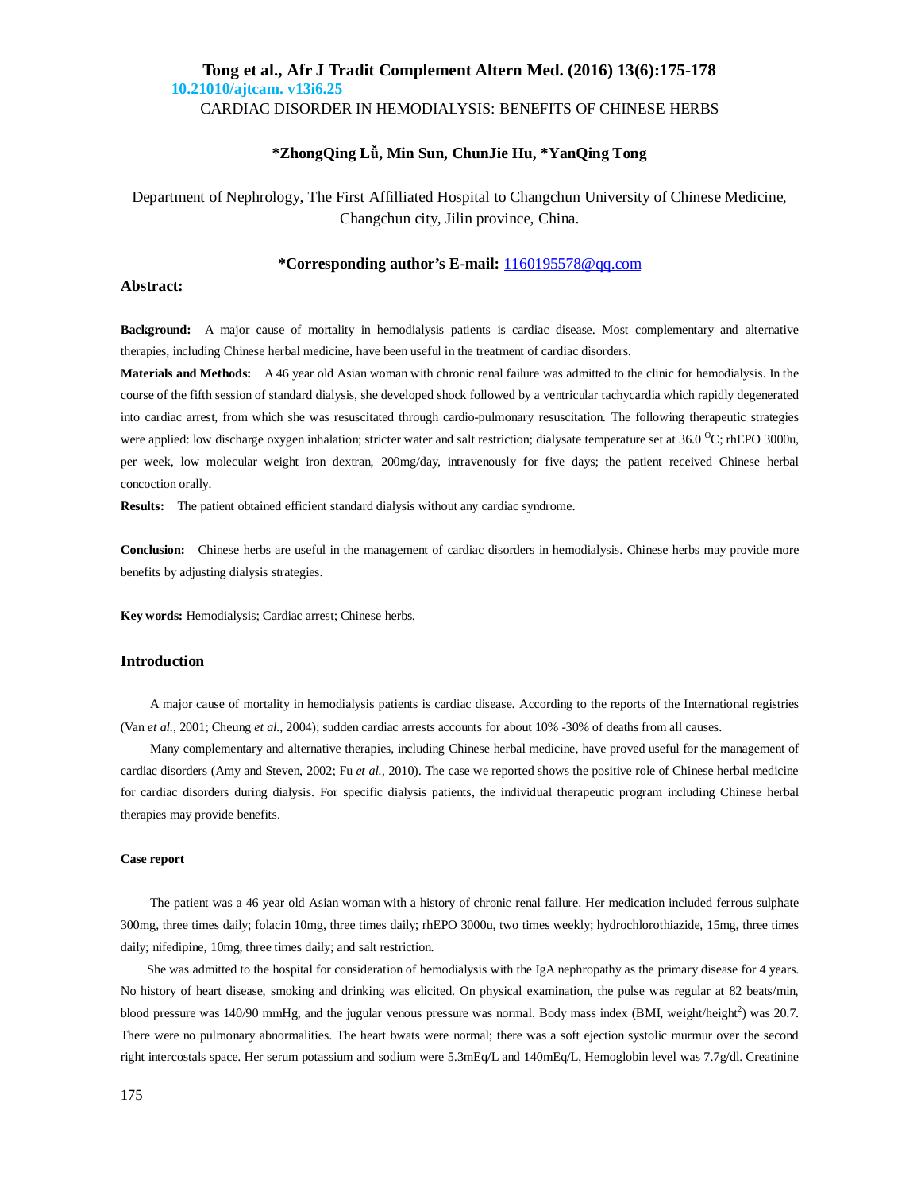# CARDIAC DISORDER IN HEMODIALYSIS: BENEFITS OF CHINESE HERBS

**\*ZhongQing Lǚ, Min Sun, ChunJie Hu, \*YanQing Tong**

Department of Nephrology, The First Affilliated Hospital to Changchun University of Chinese Medicine, Changchun city, Jilin province, China.

**\*Corresponding author's E-mail:** 1160195578@qq.com

## Abstract:

**Background:** A major cause of mortality in hemodialysis patients is cardiac disease. Most complementary and alternative therapies, including Chinese herbal medicine, have been useful in the treatment of cardiac disorders.

**Materials and Methods:** A 46 year old Asian woman with chronic renal failure was admitted to the clinic for hemodialysis. In the course of the fifth session of standard dialysis, she developed shock followed by a ventricular tachycardia which rapidly degenerated into cardiac arrest, from which she was resuscitated through cardio-pulmonary resuscitation. The following therapeutic strategies were applied: low discharge oxygen inhalation; stricter water and salt restriction; dialysate temperature set at 36.0 $^{O}C$; rhEPO 3000u, per week, low molecular weight iron dextran, 200mg/day, intravenously for five days; the patient received Chinese herbal concoction orally.

**Results:** The patient obtained efficient standard dialysis without any cardiac syndrome.

**Conclusion:** Chinese herbs are useful in the management of cardiac disorders in hemodialysis. Chinese herbs may provide more benefits by adjusting dialysis strategies.

**Key words:** Hemodialysis; Cardiac arrest; Chinese herbs.

## Introduction

A major cause of mortality in hemodialysis patients is cardiac disease. According to the reports of the International registries (Van *et al.*, 2001; Cheung *et al.*, 2004); sudden cardiac arrests accounts for about 10% -30% of deaths from all causes.

Many complementary and alternative therapies, including Chinese herbal medicine, have proved useful for the management of cardiac disorders (Amy and Steven, 2002; Fu *et al.*, 2010). The case we reported shows the positive role of Chinese herbal medicine for cardiac disorders during dialysis. For specific dialysis patients, the individual therapeutic program including Chinese herbal therapies may provide benefits.

### Case report

The patient was a 46 year old Asian woman with a history of chronic renal failure. Her medication included ferrous sulphate 300mg, three times daily; folacin 10mg, three times daily; rhEPO 3000u, two times weekly; hydrochlorothiazide, 15mg, three times daily; nifedipine, 10mg, three times daily; and salt restriction.

She was admitted to the hospital for consideration of hemodialysis with the IgA nephropathy as the primary disease for 4 years. No history of heart disease, smoking and drinking was elicited. On physical examination, the pulse was regular at 82 beats/min, blood pressure was 140/90 mmHg, and the jugular venous pressure was normal. Body mass index (BMI, weight/height$^2$) was 20.7. There were no pulmonary abnormalities. The heart bwats were normal; there was a soft ejection systolic murmur over the second right intercostals space. Her serum potassium and sodium were 5.3mEq/L and 140mEq/L, Hemoglobin level was 7.7g/dl. Creatinine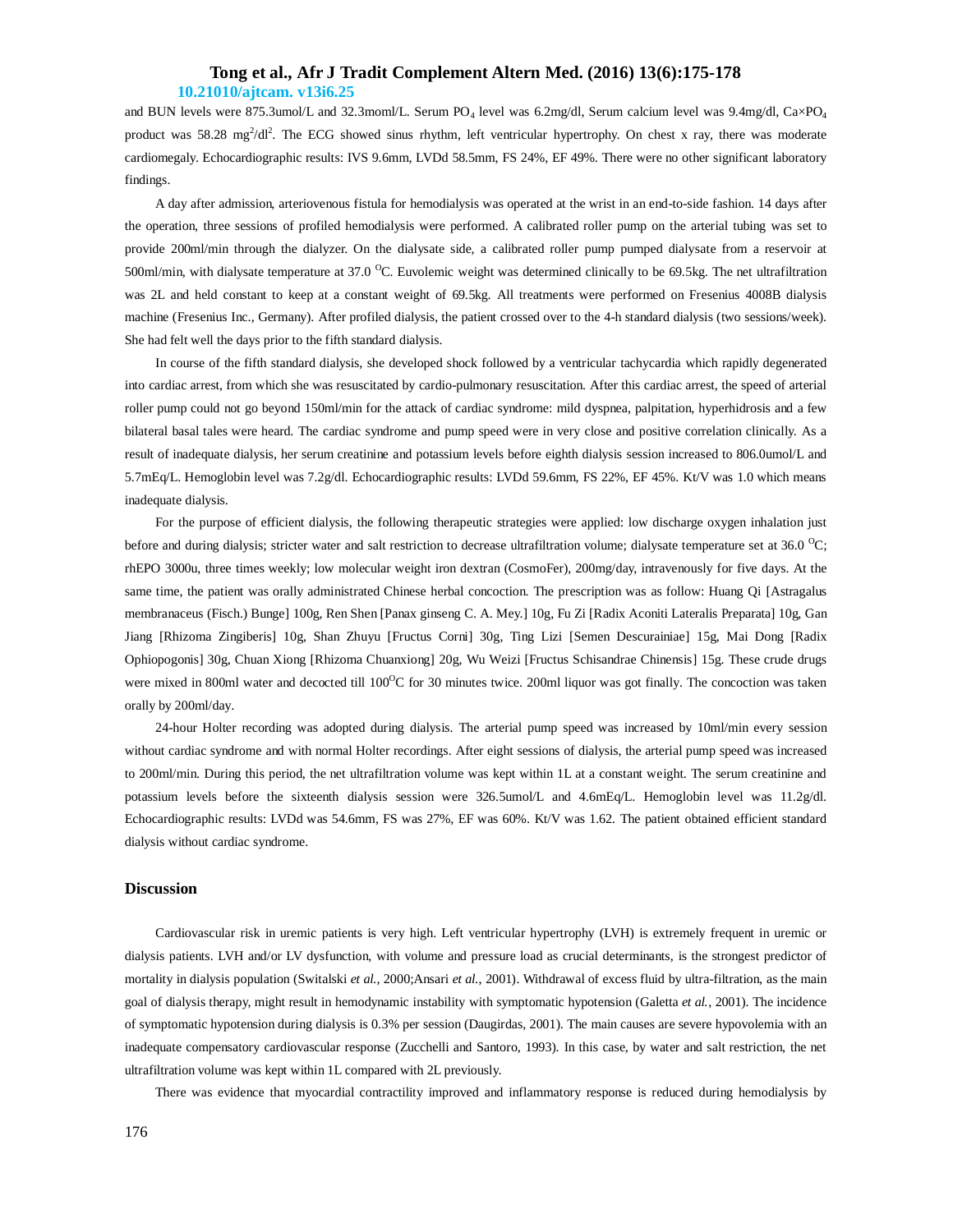and BUN levels were 875.3umol/L and 32.3moml/L. Serum $PO_4$ level was 6.2mg/dl, Serum calcium level was 9.4mg/dl, Ca×$PO_4$ product was 58.28 $mg^2/dl^2$. The ECG showed sinus rhythm, left ventricular hypertrophy. On chest x ray, there was moderate cardiomegaly. Echocardiographic results: IVS 9.6mm, LVDd 58.5mm, FS 24%, EF 49%. There were no other significant laboratory findings.

A day after admission, arteriovenous fistula for hemodialysis was operated at the wrist in an end-to-side fashion. 14 days after the operation, three sessions of profiled hemodialysis were performed. A calibrated roller pump on the arterial tubing was set to provide 200ml/min through the dialyzer. On the dialysate side, a calibrated roller pump pumped dialysate from a reservoir at 500ml/min, with dialysate temperature at 37.0 $^{O}$C. Euvolemic weight was determined clinically to be 69.5kg. The net ultrafiltration was 2L and held constant to keep at a constant weight of 69.5kg. All treatments were performed on Fresenius 4008B dialysis machine (Fresenius Inc., Germany). After profiled dialysis, the patient crossed over to the 4-h standard dialysis (two sessions/week). She had felt well the days prior to the fifth standard dialysis.

In course of the fifth standard dialysis, she developed shock followed by a ventricular tachycardia which rapidly degenerated into cardiac arrest, from which she was resuscitated by cardio-pulmonary resuscitation. After this cardiac arrest, the speed of arterial roller pump could not go beyond 150ml/min for the attack of cardiac syndrome: mild dyspnea, palpitation, hyperhidrosis and a few bilateral basal rales were heard. The cardiac syndrome and pump speed were in very close and positive correlation clinically. As a result of inadequate dialysis, her serum creatinine and potassium levels before eighth dialysis session increased to 806.0umol/L and 5.7mEq/L. Hemoglobin level was 7.2g/dl. Echocardiographic results: LVDd 59.6mm, FS 22%, EF 45%. Kt/V was 1.0 which means inadequate dialysis.

For the purpose of efficient dialysis, the following therapeutic strategies were applied: low discharge oxygen inhalation just before and during dialysis; stricter water and salt restriction to decrease ultrafiltration volume; dialysate temperature set at 36.0 $^{O}$C; rhEPO 3000u, three times weekly; low molecular weight iron dextran (CosmoFer), 200mg/day, intravenously for five days. At the same time, the patient was orally administrated Chinese herbal concoction. The prescription was as follow: Huang Qi [Astragalus membranaceus (Fisch.) Bunge] 100g, Ren Shen [Panax ginseng C. A. Mey.] 10g, Fu Zi [Radix Aconiti Lateralis Preparata] 10g, Gan Jiang [Rhizoma Zingiberis] 10g, Shan Zhuyu [Fructus Corni] 30g, Ting Lizi [Semen Descurainiae] 15g, Mai Dong [Radix Ophiopogonis] 30g, Chuan Xiong [Rhizoma Chuanxiong] 20g, Wu Weizi [Fructus Schisandrae Chinensis] 15g. These crude drugs were mixed in 800ml water and decocted till 100$^{O}$C for 30 minutes twice. 200ml liquor was got finally. The concoction was taken orally by 200ml/day.

24-hour Holter recording was adopted during dialysis. The arterial pump speed was increased by 10ml/min every session without cardiac syndrome and with normal Holter recordings. After eight sessions of dialysis, the arterial pump speed was increased to 200ml/min. During this period, the net ultrafiltration volume was kept within 1L at a constant weight. The serum creatinine and potassium levels before the sixteenth dialysis session were 326.5umol/L and 4.6mEq/L. Hemoglobin level was 11.2g/dl. Echocardiographic results: LVDd was 54.6mm, FS was 27%, EF was 60%. Kt/V was 1.62. The patient obtained efficient standard dialysis without cardiac syndrome.

## Discussion

Cardiovascular risk in uremic patients is very high. Left ventricular hypertrophy (LVH) is extremely frequent in uremic or dialysis patients. LVH and/or LV dysfunction, with volume and pressure load as crucial determinants, is the strongest predictor of mortality in dialysis population (Switalski *et al.*, 2000;Ansari *et al.*, 2001). Withdrawal of excess fluid by ultra-filtration, as the main goal of dialysis therapy, might result in hemodynamic instability with symptomatic hypotension (Galetta *et al.*, 2001). The incidence of symptomatic hypotension during dialysis is 0.3% per session (Daugirdas, 2001). The main causes are severe hypovolemia with an inadequate compensatory cardiovascular response (Zucchelli and Santoro, 1993). In this case, by water and salt restriction, the net ultrafiltration volume was kept within 1L compared with 2L previously.

There was evidence that myocardial contractility improved and inflammatory response is reduced during hemodialysis by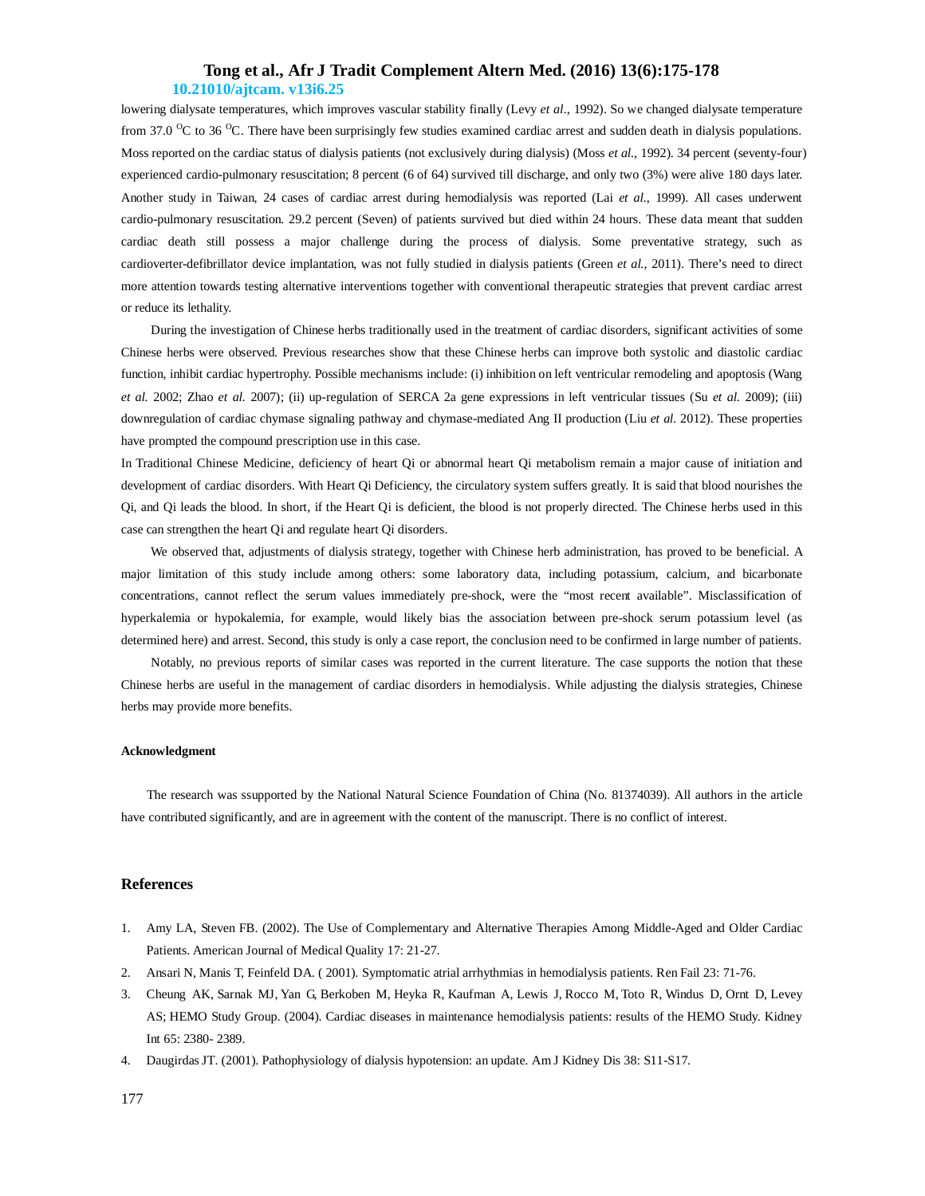lowering dialysate temperatures, which improves vascular stability finally (Levy *et al*., 1992). So we changed dialysate temperature from 37.0 $^{O}$C to 36 $^{O}$C. There have been surprisingly few studies examined cardiac arrest and sudden death in dialysis populations. Moss reported on the cardiac status of dialysis patients (not exclusively during dialysis) (Moss *et al*., 1992). 34 percent (seventy-four) experienced cardio-pulmonary resuscitation; 8 percent (6 of 64) survived till discharge, and only two (3%) were alive 180 days later. Another study in Taiwan, 24 cases of cardiac arrest during hemodialysis was reported (Lai *et al*., 1999). All cases underwent cardio-pulmonary resuscitation. 29.2 percent (Seven) of patients survived but died within 24 hours. These data meant that sudden cardiac death still possess a major challenge during the process of dialysis. Some preventative strategy, such as cardioverter-defibrillator device implantation, was not fully studied in dialysis patients (Green *et al*., 2011). There's need to direct more attention towards testing alternative interventions together with conventional therapeutic strategies that prevent cardiac arrest or reduce its lethality.

During the investigation of Chinese herbs traditionally used in the treatment of cardiac disorders, significant activities of some Chinese herbs were observed. Previous researches show that these Chinese herbs can improve both systolic and diastolic cardiac function, inhibit cardiac hypertrophy. Possible mechanisms include: (i) inhibition on left ventricular remodeling and apoptosis (Wang *et al.* 2002; Zhao *et al.* 2007); (ii) up-regulation of SERCA 2a gene expressions in left ventricular tissues (Su *et al.* 2009); (iii) downregulation of cardiac chymase signaling pathway and chymase-mediated Ang II production (Liu *et al.* 2012). These properties have prompted the compound prescription use in this case.

In Traditional Chinese Medicine, deficiency of heart Qi or abnormal heart Qi metabolism remain a major cause of initiation and development of cardiac disorders. With Heart Qi Deficiency, the circulatory system suffers greatly. It is said that blood nourishes the Qi, and Qi leads the blood. In short, if the Heart Qi is deficient, the blood is not properly directed. The Chinese herbs used in this case can strengthen the heart Qi and regulate heart Qi disorders.

We observed that, adjustments of dialysis strategy, together with Chinese herb administration, has proved to be beneficial. A major limitation of this study include among others: some laboratory data, including potassium, calcium, and bicarbonate concentrations, cannot reflect the serum values immediately pre-shock, were the "most recent available". Misclassification of hyperkalemia or hypokalemia, for example, would likely bias the association between pre-shock serum potassium level (as determined here) and arrest. Second, this study is only a case report, the conclusion need to be confirmed in large number of patients.

Notably, no previous reports of similar cases was reported in the current literature. The case supports the notion that these Chinese herbs are useful in the management of cardiac disorders in hemodialysis. While adjusting the dialysis strategies, Chinese herbs may provide more benefits.

#### Acknowledgment

The research was ssupported by the National Natural Science Foundation of China (No. 81374039). All authors in the article have contributed significantly, and are in agreement with the content of the manuscript. There is no conflict of interest.

## References

1. Amy LA, Steven FB. (2002). The Use of Complementary and Alternative Therapies Among Middle-Aged and Older Cardiac Patients. American Journal of Medical Quality 17: 21-27.
2. Ansari N, Manis T, Feinfeld DA. ( 2001). Symptomatic atrial arrhythmias in hemodialysis patients. Ren Fail 23: 71-76.
3. Cheung AK, Sarnak MJ, Yan G, Berkoben M, Heyka R, Kaufman A, Lewis J, Rocco M, Toto R, Windus D, Ornt D, Levey AS; HEMO Study Group. (2004). Cardiac diseases in maintenance hemodialysis patients: results of the HEMO Study. Kidney Int 65: 2380- 2389.
4. Daugirdas JT. (2001). Pathophysiology of dialysis hypotension: an update. Am J Kidney Dis 38: S11-S17.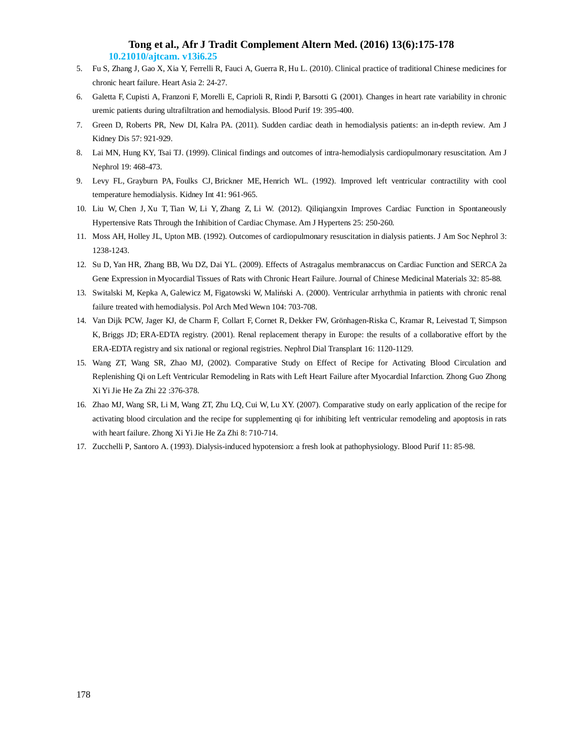5. Fu S, Zhang J, Gao X, Xia Y, Ferrelli R, Fauci A, Guerra R, Hu L. (2010). Clinical practice of traditional Chinese medicines for chronic heart failure. Heart Asia 2: 24-27.
6. Galetta F, Cupisti A, Franzoni F, Morelli E, Caprioli R, Rindi P, Barsotti G. (2001). Changes in heart rate variability in chronic uremic patients during ultrafiltration and hemodialysis. Blood Purif 19: 395-400.
7. Green D, Roberts PR, New DI, Kalra PA. (2011). Sudden cardiac death in hemodialysis patients: an in-depth review. Am J Kidney Dis 57: 921-929.
8. Lai MN, Hung KY, Tsai TJ. (1999). Clinical findings and outcomes of intra-hemodialysis cardiopulmonary resuscitation. Am J Nephrol 19: 468-473.
9. Levy FL, Grayburn PA, Foulks CJ, Brickner ME, Henrich WL. (1992). Improved left ventricular contractility with cool temperature hemodialysis. Kidney Int 41: 961-965.
10. Liu W, Chen J, Xu T, Tian W, Li Y, Zhang Z, Li W. (2012). Qiliqiangxin Improves Cardiac Function in Spontaneously Hypertensive Rats Through the Inhibition of Cardiac Chymase. Am J Hypertens 25: 250-260.
11. Moss AH, Holley JL, Upton MB. (1992). Outcomes of cardiopulmonary resuscitation in dialysis patients. J Am Soc Nephrol 3: 1238-1243.
12. Su D, Yan HR, Zhang BB, Wu DZ, Dai YL. (2009). Effects of Astragalus membranaccus on Cardiac Function and SERCA 2a Gene Expression in Myocardial Tissues of Rats with Chronic Heart Failure. Journal of Chinese Medicinal Materials 32: 85-88.
13. Switalski M, Kepka A, Galewicz M, Figatowski W, Maliński A. (2000). Ventricular arrhythmia in patients with chronic renal failure treated with hemodialysis. Pol Arch Med Wewn 104: 703-708.
14. Van Dijk PCW, Jager KJ, de Charm F, Collart F, Cornet R, Dekker FW, Grönhagen-Riska C, Kramar R, Leivestad T, Simpson K, Briggs JD; ERA-EDTA registry. (2001). Renal replacement therapy in Europe: the results of a collaborative effort by the ERA-EDTA registry and six national or regional registries. Nephrol Dial Transplant 16: 1120-1129.
15. Wang ZT, Wang SR, Zhao MJ, (2002). Comparative Study on Effect of Recipe for Activating Blood Circulation and Replenishing Qi on Left Ventricular Remodeling in Rats with Left Heart Failure after Myocardial Infarction. Zhong Guo Zhong Xi Yi Jie He Za Zhi 22 :376-378.
16. Zhao MJ, Wang SR, Li M, Wang ZT, Zhu LQ, Cui W, Lu XY. (2007). Comparative study on early application of the recipe for activating blood circulation and the recipe for supplementing qi for inhibiting left ventricular remodeling and apoptosis in rats with heart failure. Zhong Xi Yi Jie He Za Zhi 8: 710-714.
17. Zucchelli P, Santoro A. (1993). Dialysis-induced hypotension: a fresh look at pathophysiology. Blood Purif 11: 85-98.